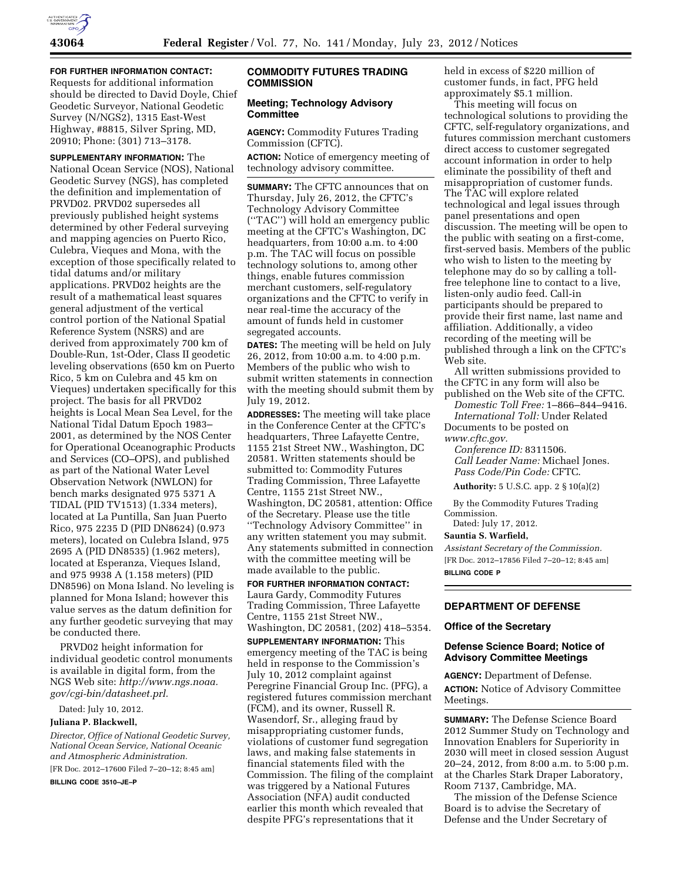**FOR FURTHER INFORMATION CONTACT:** Requests for additional information should be directed to David Doyle, Chief Geodetic Surveyor, National Geodetic Survey (N/NGS2), 1315 East-West Highway, #8815, Silver Spring, MD, 20910; Phone: (301) 713–3178.

**SUPPLEMENTARY INFORMATION:** The National Ocean Service (NOS), National Geodetic Survey (NGS), has completed the definition and implementation of PRVD02. PRVD02 supersedes all previously published height systems determined by other Federal surveying and mapping agencies on Puerto Rico, Culebra, Vieques and Mona, with the exception of those specifically related to tidal datums and/or military applications. PRVD02 heights are the result of a mathematical least squares general adjustment of the vertical control portion of the National Spatial Reference System (NSRS) and are derived from approximately 700 km of Double-Run, 1st-Oder, Class II geodetic leveling observations (650 km on Puerto Rico, 5 km on Culebra and 45 km on Vieques) undertaken specifically for this project. The basis for all PRVD02 heights is Local Mean Sea Level, for the National Tidal Datum Epoch 1983–2001, as determined by the NOS Center for Operational Oceanographic Products and Services (CO–OPS), and published as part of the National Water Level Observation Network (NWLON) for bench marks designated 975 5371 A TIDAL (PID TV1513) (1.334 meters), located at La Puntilla, San Juan Puerto Rico, 975 2235 D (PID DN8624) (0.973 meters), located on Culebra Island, 975 2695 A (PID DN8535) (1.962 meters), located at Esperanza, Vieques Island, and 975 9938 A (1.158 meters) (PID DN8596) on Mona Island. No leveling is planned for Mona Island; however this value serves as the datum definition for any further geodetic surveying that may be conducted there.

PRVD02 height information for individual geodetic control monuments is available in digital form, from the NGS Web site: *http://www.ngs.noaa.gov/cgi-bin/datasheet.prl.*

Dated: July 10, 2012.

**Juliana P. Blackwell,**

*Director, Office of National Geodetic Survey, National Ocean Service, National Oceanic and Atmospheric Administration.*

[FR Doc. 2012–17600 Filed 7–20–12; 8:45 am]

**BILLING CODE 3510–JE–P**

## COMMODITY FUTURES TRADING COMMISSION

### Meeting; Technology Advisory Committee

**AGENCY:** Commodity Futures Trading Commission (CFTC).

**ACTION:** Notice of emergency meeting of technology advisory committee.

**SUMMARY:** The CFTC announces that on Thursday, July 26, 2012, the CFTC's Technology Advisory Committee (''TAC'') will hold an emergency public meeting at the CFTC's Washington, DC headquarters, from 10:00 a.m. to 4:00 p.m. The TAC will focus on possible technology solutions to, among other things, enable futures commission merchant customers, self-regulatory organizations and the CFTC to verify in near real-time the accuracy of the amount of funds held in customer segregated accounts.

**DATES:** The meeting will be held on July 26, 2012, from 10:00 a.m. to 4:00 p.m. Members of the public who wish to submit written statements in connection with the meeting should submit them by July 19, 2012.

**ADDRESSES:** The meeting will take place in the Conference Center at the CFTC's headquarters, Three Lafayette Centre, 1155 21st Street NW., Washington, DC 20581. Written statements should be submitted to: Commodity Futures Trading Commission, Three Lafayette Centre, 1155 21st Street NW., Washington, DC 20581, attention: Office of the Secretary. Please use the title ''Technology Advisory Committee'' in any written statement you may submit. Any statements submitted in connection with the committee meeting will be made available to the public.

**FOR FURTHER INFORMATION CONTACT:** Laura Gardy, Commodity Futures Trading Commission, Three Lafayette Centre, 1155 21st Street NW., Washington, DC 20581, (202) 418–5354.

**SUPPLEMENTARY INFORMATION:** This emergency meeting of the TAC is being held in response to the Commission's July 10, 2012 complaint against Peregrine Financial Group Inc. (PFG), a registered futures commission merchant (FCM), and its owner, Russell R. Wasendorf, Sr., alleging fraud by misappropriating customer funds, violations of customer fund segregation laws, and making false statements in financial statements filed with the Commission. The filing of the complaint was triggered by a National Futures Association (NFA) audit conducted earlier this month which revealed that despite PFG's representations that it held in excess of $220 million of customer funds, in fact, PFG held approximately $5.1 million.

This meeting will focus on technological solutions to providing the CFTC, self-regulatory organizations, and futures commission merchant customers direct access to customer segregated account information in order to help eliminate the possibility of theft and misappropriation of customer funds. The TAC will explore related technological and legal issues through panel presentations and open discussion. The meeting will be open to the public with seating on a first-come, first-served basis. Members of the public who wish to listen to the meeting by telephone may do so by calling a toll-free telephone line to contact to a live, listen-only audio feed. Call-in participants should be prepared to provide their first name, last name and affiliation. Additionally, a video recording of the meeting will be published through a link on the CFTC's Web site.

All written submissions provided to the CFTC in any form will also be published on the Web site of the CFTC.

*Domestic Toll Free:* 1–866–844–9416.

*International Toll:* Under Related Documents to be posted on *www.cftc.gov.*

*Conference ID:* 8311506.

*Call Leader Name:* Michael Jones.

*Pass Code/Pin Code:* CFTC.

**Authority:** 5 U.S.C. app. 2 § 10(a)(2)

By the Commodity Futures Trading Commission.

Dated: July 17, 2012.

**Sauntia S. Warfield,**

*Assistant Secretary of the Commission.*

[FR Doc. 2012–17856 Filed 7–20–12; 8:45 am]

**BILLING CODE P**

## DEPARTMENT OF DEFENSE

### Office of the Secretary

### Defense Science Board; Notice of Advisory Committee Meetings

**AGENCY:** Department of Defense.

**ACTION:** Notice of Advisory Committee Meetings.

**SUMMARY:** The Defense Science Board 2012 Summer Study on Technology and Innovation Enablers for Superiority in 2030 will meet in closed session August 20–24, 2012, from 8:00 a.m. to 5:00 p.m. at the Charles Stark Draper Laboratory, Room 7137, Cambridge, MA.

The mission of the Defense Science Board is to advise the Secretary of Defense and the Under Secretary of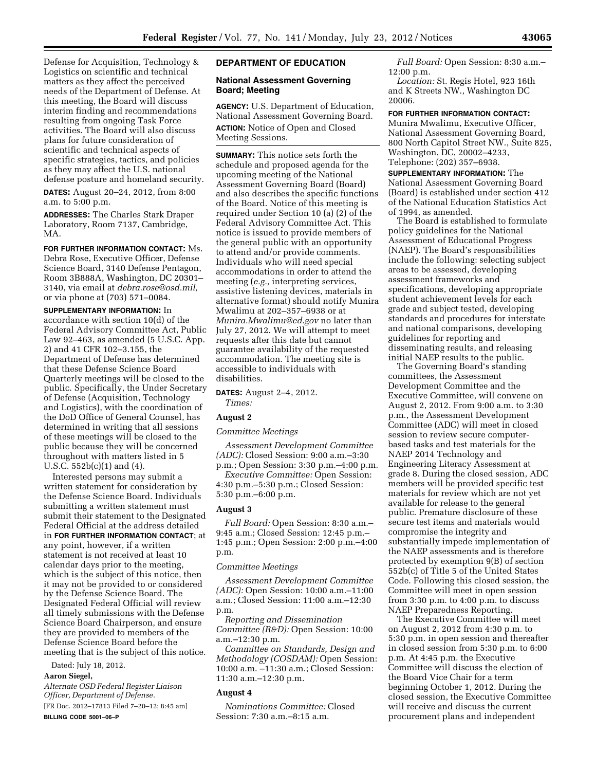Defense for Acquisition, Technology & Logistics on scientific and technical matters as they affect the perceived needs of the Department of Defense. At this meeting, the Board will discuss interim finding and recommendations resulting from ongoing Task Force activities. The Board will also discuss plans for future consideration of scientific and technical aspects of specific strategies, tactics, and policies as they may affect the U.S. national defense posture and homeland security.

**DATES:** August 20–24, 2012, from 8:00 a.m. to 5:00 p.m.

**ADDRESSES:** The Charles Stark Draper Laboratory, Room 7137, Cambridge, MA.

**FOR FURTHER INFORMATION CONTACT:** Ms. Debra Rose, Executive Officer, Defense Science Board, 3140 Defense Pentagon, Room 3B888A, Washington, DC 20301–3140, via email at *debra.rose@osd.mil,* or via phone at (703) 571–0084.

**SUPPLEMENTARY INFORMATION:** In accordance with section 10(d) of the Federal Advisory Committee Act, Public Law 92–463, as amended (5 U.S.C. App. 2) and 41 CFR 102–3.155, the Department of Defense has determined that these Defense Science Board Quarterly meetings will be closed to the public. Specifically, the Under Secretary of Defense (Acquisition, Technology and Logistics), with the coordination of the DoD Office of General Counsel, has determined in writing that all sessions of these meetings will be closed to the public because they will be concerned throughout with matters listed in 5 U.S.C. 552b(c)(1) and (4).

Interested persons may submit a written statement for consideration by the Defense Science Board. Individuals submitting a written statement must submit their statement to the Designated Federal Official at the address detailed in **FOR FURTHER INFORMATION CONTACT**; at any point, however, if a written statement is not received at least 10 calendar days prior to the meeting, which is the subject of this notice, then it may not be provided to or considered by the Defense Science Board. The Designated Federal Official will review all timely submissions with the Defense Science Board Chairperson, and ensure they are provided to members of the Defense Science Board before the meeting that is the subject of this notice.

Dated: July 18, 2012.

**Aaron Siegel,**

*Alternate OSD Federal Register Liaison Officer, Department of Defense.*

[FR Doc. 2012–17813 Filed 7–20–12; 8:45 am]

**BILLING CODE 5001–06–P**

## DEPARTMENT OF EDUCATION

### National Assessment Governing Board; Meeting

**AGENCY:** U.S. Department of Education, National Assessment Governing Board.

**ACTION:** Notice of Open and Closed Meeting Sessions.

**SUMMARY:** This notice sets forth the schedule and proposed agenda for the upcoming meeting of the National Assessment Governing Board (Board) and also describes the specific functions of the Board. Notice of this meeting is required under Section 10 (a) (2) of the Federal Advisory Committee Act. This notice is issued to provide members of the general public with an opportunity to attend and/or provide comments. Individuals who will need special accommodations in order to attend the meeting (*e.g.,* interpreting services, assistive listening devices, materials in alternative format) should notify Munira Mwalimu at 202–357–6938 or at *Munira.Mwalimu@ed.gov* no later than July 27, 2012. We will attempt to meet requests after this date but cannot guarantee availability of the requested accommodation. The meeting site is accessible to individuals with disabilities.

**DATES:** August 2–4, 2012.

*Times:*

**August 2**

*Committee Meetings*

*Assessment Development Committee (ADC):* Closed Session: 9:00 a.m.–3:30 p.m.; Open Session: 3:30 p.m.–4:00 p.m.

*Executive Committee:* Open Session: 4:30 p.m.–5:30 p.m.; Closed Session: 5:30 p.m.–6:00 p.m.

**August 3**

*Full Board:* Open Session: 8:30 a.m.–9:45 a.m.; Closed Session: 12:45 p.m.–1:45 p.m.; Open Session: 2:00 p.m.–4:00 p.m.

*Committee Meetings*

*Assessment Development Committee (ADC):* Open Session: 10:00 a.m.–11:00 a.m.; Closed Session: 11:00 a.m.–12:30 p.m.

*Reporting and Dissemination Committee (R&D):* Open Session: 10:00 a.m.–12:30 p.m.

*Committee on Standards, Design and Methodology (COSDAM):* Open Session: 10:00 a.m. –11:30 a.m.; Closed Session: 11:30 a.m.–12:30 p.m.

**August 4**

*Nominations Committee:* Closed Session: 7:30 a.m.–8:15 a.m.

*Full Board:* Open Session: 8:30 a.m.–12:00 p.m.

*Location:* St. Regis Hotel, 923 16th and K Streets NW., Washington DC 20006.

**FOR FURTHER INFORMATION CONTACT:** Munira Mwalimu, Executive Officer, National Assessment Governing Board, 800 North Capitol Street NW., Suite 825, Washington, DC, 20002–4233, Telephone: (202) 357–6938.

**SUPPLEMENTARY INFORMATION:** The National Assessment Governing Board (Board) is established under section 412 of the National Education Statistics Act of 1994, as amended.

The Board is established to formulate policy guidelines for the National Assessment of Educational Progress (NAEP). The Board's responsibilities include the following: selecting subject areas to be assessed, developing assessment frameworks and specifications, developing appropriate student achievement levels for each grade and subject tested, developing standards and procedures for interstate and national comparisons, developing guidelines for reporting and disseminating results, and releasing initial NAEP results to the public.

The Governing Board's standing committees, the Assessment Development Committee and the Executive Committee, will convene on August 2, 2012. From 9:00 a.m. to 3:30 p.m., the Assessment Development Committee (ADC) will meet in closed session to review secure computer-based tasks and test materials for the NAEP 2014 Technology and Engineering Literacy Assessment at grade 8. During the closed session, ADC members will be provided specific test materials for review which are not yet available for release to the general public. Premature disclosure of these secure test items and materials would compromise the integrity and substantially impede implementation of the NAEP assessments and is therefore protected by exemption 9(B) of section 552b(c) of Title 5 of the United States Code. Following this closed session, the Committee will meet in open session from 3:30 p.m. to 4:00 p.m. to discuss NAEP Preparedness Reporting.

The Executive Committee will meet on August 2, 2012 from 4:30 p.m. to 5:30 p.m. in open session and thereafter in closed session from 5:30 p.m. to 6:00 p.m. At 4:45 p.m. the Executive Committee will discuss the election of the Board Vice Chair for a term beginning October 1, 2012. During the closed session, the Executive Committee will receive and discuss the current procurement plans and independent